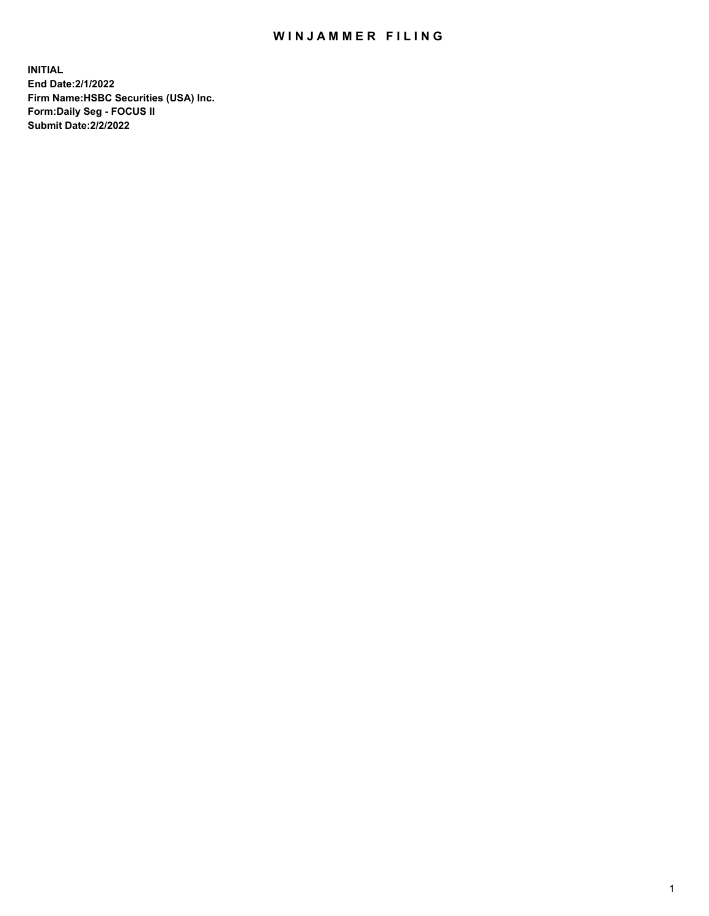# WINJAMMER FILING

**INITIAL**
**End Date:2/1/2022**
**Firm Name:HSBC Securities (USA) Inc.**
**Form:Daily Seg - FOCUS II**
**Submit Date:2/2/2022**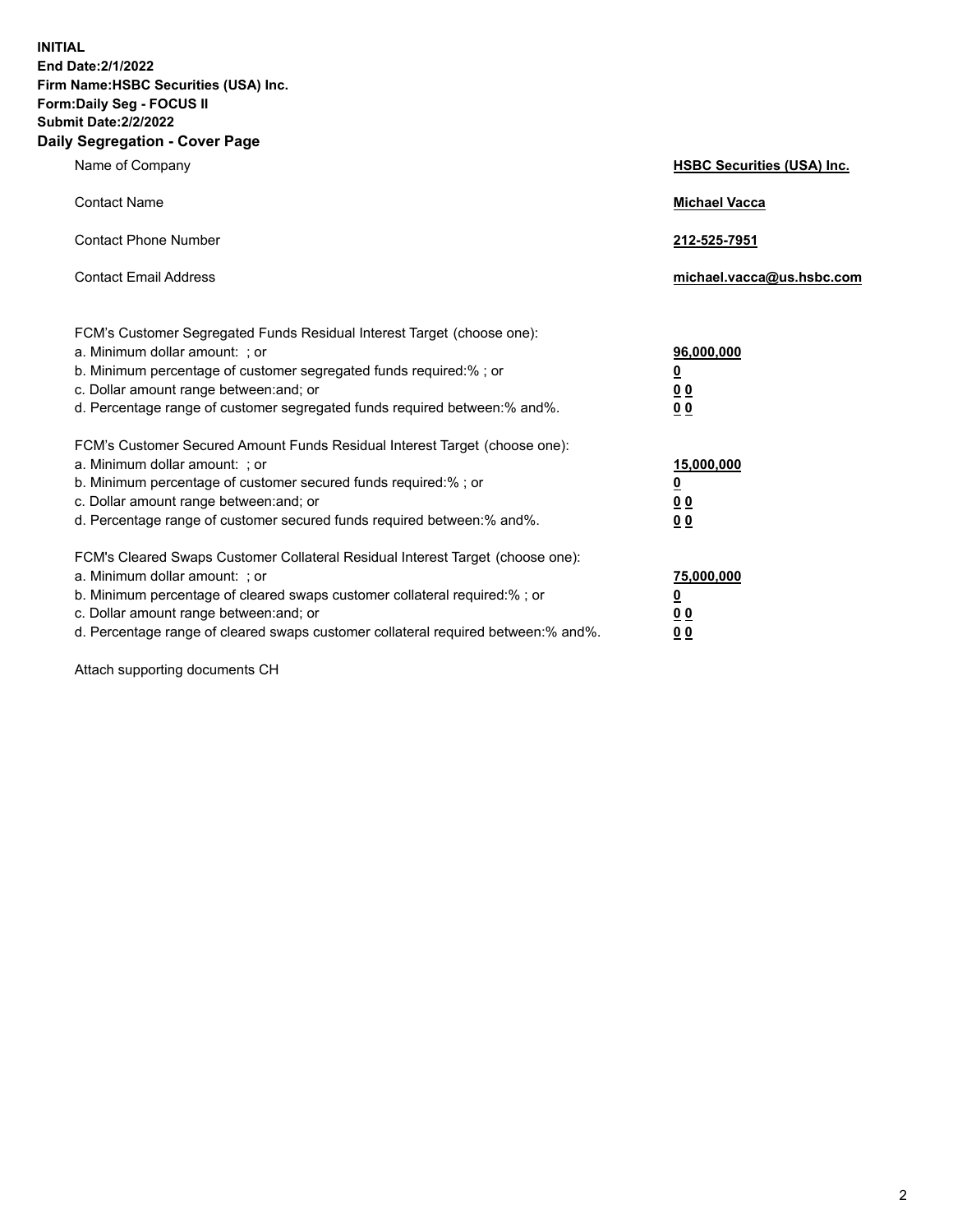**INITIAL**
**End Date:2/1/2022**
**Firm Name:HSBC Securities (USA) Inc.**
**Form:Daily Seg - FOCUS II**
**Submit Date:2/2/2022**

## Daily Segregation - Cover Page

| | |
|---|---|
| Name of Company | **HSBC Securities (USA) Inc.** |
| Contact Name | **Michael Vacca** |
| Contact Phone Number | **212-525-7951** |
| Contact Email Address | **michael.vacca@us.hsbc.com** |

| | |
|---|---|
| FCM's Customer Segregated Funds Residual Interest Target (choose one): | |
| a. Minimum dollar amount: ; or | **96,000,000** |
| b. Minimum percentage of customer segregated funds required:% ; or | **0** |
| c. Dollar amount range between:and; or | **0 0** |
| d. Percentage range of customer segregated funds required between:% and%. | **0 0** |
| FCM's Customer Secured Amount Funds Residual Interest Target (choose one): | |
| a. Minimum dollar amount: ; or | **15,000,000** |
| b. Minimum percentage of customer secured funds required:% ; or | **0** |
| c. Dollar amount range between:and; or | **0 0** |
| d. Percentage range of customer secured funds required between:% and%. | **0 0** |
| FCM's Cleared Swaps Customer Collateral Residual Interest Target (choose one): | |
| a. Minimum dollar amount: ; or | **75,000,000** |
| b. Minimum percentage of cleared swaps customer collateral required:% ; or | **0** |
| c. Dollar amount range between:and; or | **0 0** |
| d. Percentage range of cleared swaps customer collateral required between:% and%. | **0 0** |

Attach supporting documents CH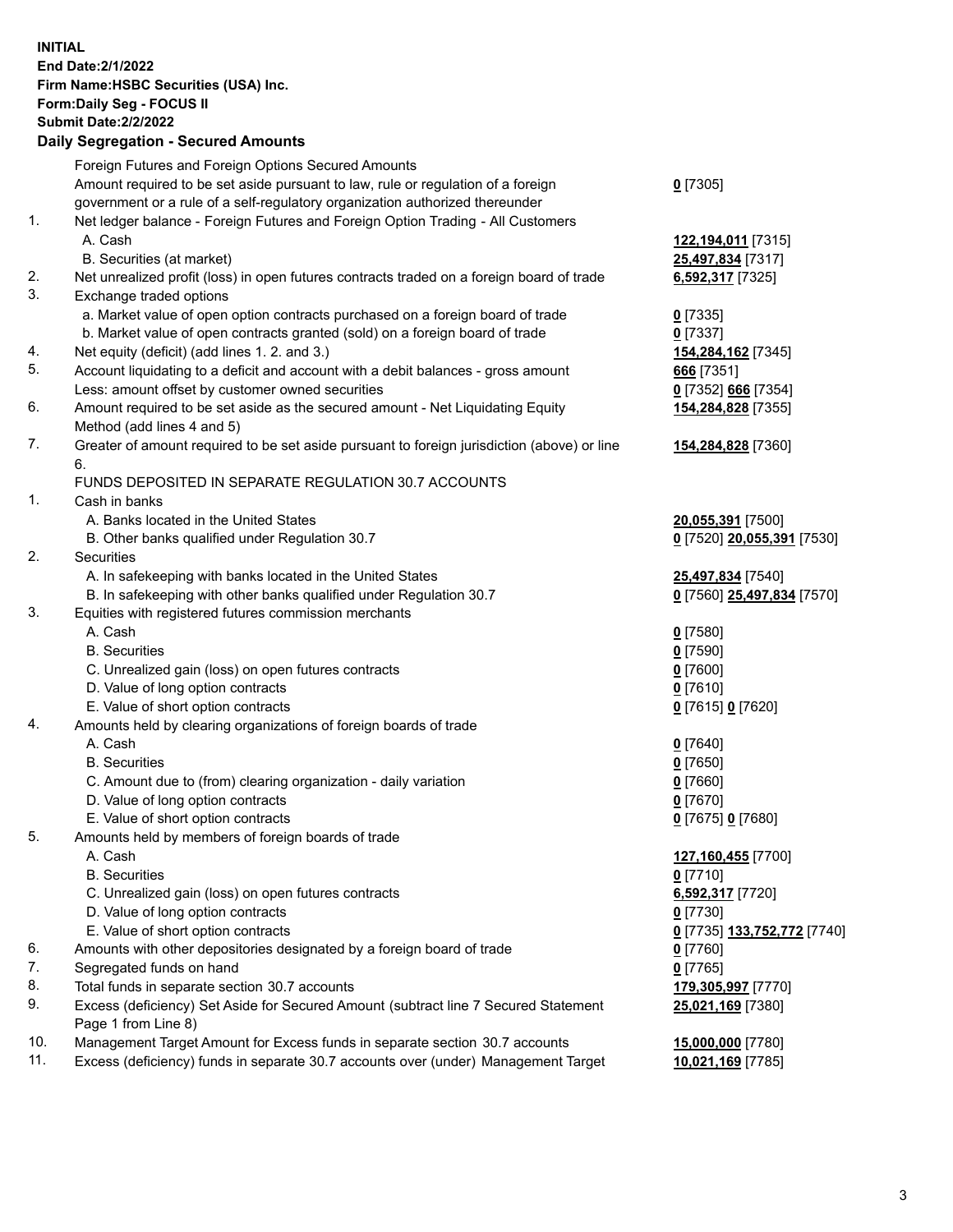**INITIAL**
**End Date:2/1/2022**
**Firm Name:HSBC Securities (USA) Inc.**
**Form:Daily Seg - FOCUS II**
**Submit Date:2/2/2022**

**Daily Segregation - Secured Amounts**

| | | |
|---|---|---|
| | Foreign Futures and Foreign Options Secured Amounts | |
| | Amount required to be set aside pursuant to law, rule or regulation of a foreign government or a rule of a self-regulatory organization authorized thereunder | **0** [7305] |
| 1. | Net ledger balance - Foreign Futures and Foreign Option Trading - All Customers | |
| | A. Cash | **122,194,011** [7315] |
| | B. Securities (at market) | **25,497,834** [7317] |
| 2. | Net unrealized profit (loss) in open futures contracts traded on a foreign board of trade | **6,592,317** [7325] |
| 3. | Exchange traded options | |
| | a. Market value of open option contracts purchased on a foreign board of trade | **0** [7335] |
| | b. Market value of open contracts granted (sold) on a foreign board of trade | **0** [7337] |
| 4. | Net equity (deficit) (add lines 1. 2. and 3.) | **154,284,162** [7345] |
| 5. | Account liquidating to a deficit and account with a debit balances - gross amount | **666** [7351] |
| | Less: amount offset by customer owned securities | **0** [7352] **666** [7354] |
| 6. | Amount required to be set aside as the secured amount - Net Liquidating Equity Method (add lines 4 and 5) | **154,284,828** [7355] |
| 7. | Greater of amount required to be set aside pursuant to foreign jurisdiction (above) or line 6. | **154,284,828** [7360] |
| | FUNDS DEPOSITED IN SEPARATE REGULATION 30.7 ACCOUNTS | |
| 1. | Cash in banks | |
| | A. Banks located in the United States | **20,055,391** [7500] |
| | B. Other banks qualified under Regulation 30.7 | **0** [7520] **20,055,391** [7530] |
| 2. | Securities | |
| | A. In safekeeping with banks located in the United States | **25,497,834** [7540] |
| | B. In safekeeping with other banks qualified under Regulation 30.7 | **0** [7560] **25,497,834** [7570] |
| 3. | Equities with registered futures commission merchants | |
| | A. Cash | **0** [7580] |
| | B. Securities | **0** [7590] |
| | C. Unrealized gain (loss) on open futures contracts | **0** [7600] |
| | D. Value of long option contracts | **0** [7610] |
| | E. Value of short option contracts | **0** [7615] **0** [7620] |
| 4. | Amounts held by clearing organizations of foreign boards of trade | |
| | A. Cash | **0** [7640] |
| | B. Securities | **0** [7650] |
| | C. Amount due to (from) clearing organization - daily variation | **0** [7660] |
| | D. Value of long option contracts | **0** [7670] |
| | E. Value of short option contracts | **0** [7675] **0** [7680] |
| 5. | Amounts held by members of foreign boards of trade | |
| | A. Cash | **127,160,455** [7700] |
| | B. Securities | **0** [7710] |
| | C. Unrealized gain (loss) on open futures contracts | **6,592,317** [7720] |
| | D. Value of long option contracts | **0** [7730] |
| | E. Value of short option contracts | **0** [7735] **133,752,772** [7740] |
| 6. | Amounts with other depositories designated by a foreign board of trade | **0** [7760] |
| 7. | Segregated funds on hand | **0** [7765] |
| 8. | Total funds in separate section 30.7 accounts | **179,305,997** [7770] |
| 9. | Excess (deficiency) Set Aside for Secured Amount (subtract line 7 Secured Statement Page 1 from Line 8) | **25,021,169** [7380] |
| 10. | Management Target Amount for Excess funds in separate section 30.7 accounts | **15,000,000** [7780] |
| 11. | Excess (deficiency) funds in separate 30.7 accounts over (under) Management Target | **10,021,169** [7785] |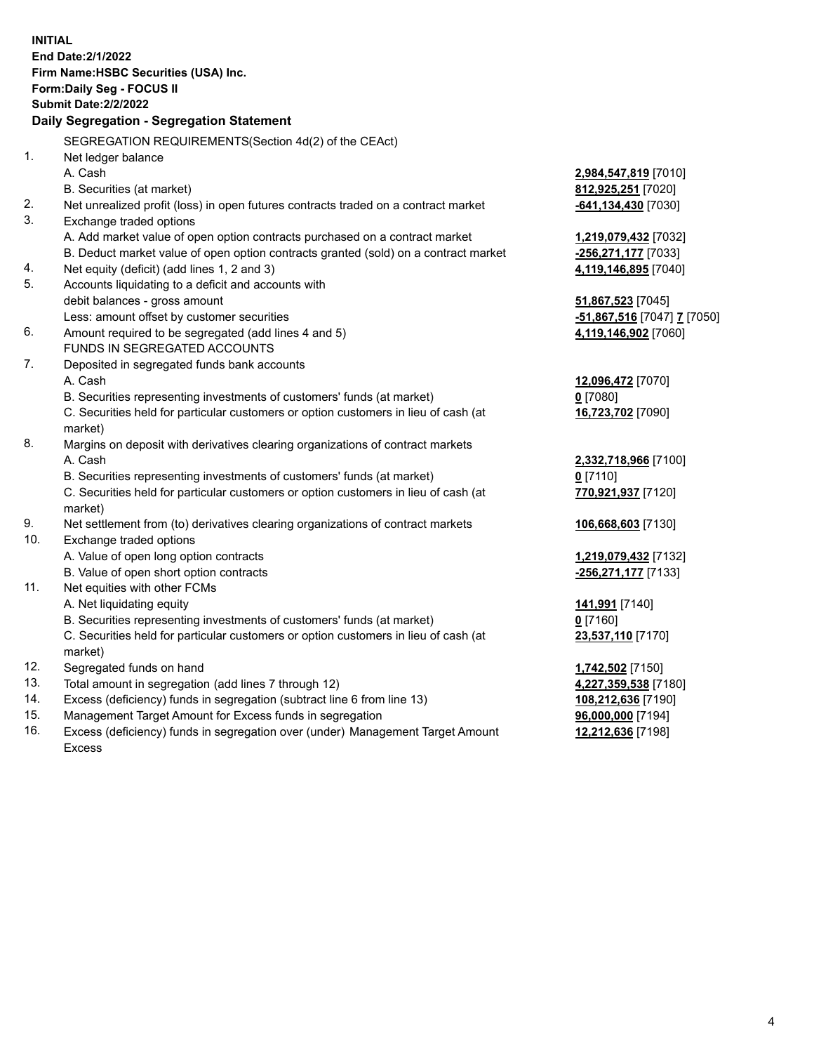**INITIAL**
**End Date:2/1/2022**
**Firm Name:HSBC Securities (USA) Inc.**
**Form:Daily Seg - FOCUS II**
**Submit Date:2/2/2022**

**Daily Segregation - Segregation Statement**

| | | |
|---|---|---|
| | SEGREGATION REQUIREMENTS(Section 4d(2) of the CEAct) | |
| 1. | Net ledger balance | |
| | A. Cash | **2,984,547,819** [7010] |
| | B. Securities (at market) | **812,925,251** [7020] |
| 2. | Net unrealized profit (loss) in open futures contracts traded on a contract market | **-641,134,430** [7030] |
| 3. | Exchange traded options | |
| | A. Add market value of open option contracts purchased on a contract market | **1,219,079,432** [7032] |
| | B. Deduct market value of open option contracts granted (sold) on a contract market | **-256,271,177** [7033] |
| 4. | Net equity (deficit) (add lines 1, 2 and 3) | **4,119,146,895** [7040] |
| 5. | Accounts liquidating to a deficit and accounts with debit balances - gross amount | **51,867,523** [7045] |
| | Less: amount offset by customer securities | **-51,867,516** [7047] **7** [7050] |
| 6. | Amount required to be segregated (add lines 4 and 5) | **4,119,146,902** [7060] |
| | FUNDS IN SEGREGATED ACCOUNTS | |
| 7. | Deposited in segregated funds bank accounts | |
| | A. Cash | **12,096,472** [7070] |
| | B. Securities representing investments of customers' funds (at market) | **0** [7080] |
| | C. Securities held for particular customers or option customers in lieu of cash (at market) | **16,723,702** [7090] |
| 8. | Margins on deposit with derivatives clearing organizations of contract markets | |
| | A. Cash | **2,332,718,966** [7100] |
| | B. Securities representing investments of customers' funds (at market) | **0** [7110] |
| | C. Securities held for particular customers or option customers in lieu of cash (at market) | **770,921,937** [7120] |
| 9. | Net settlement from (to) derivatives clearing organizations of contract markets | **106,668,603** [7130] |
| 10. | Exchange traded options | |
| | A. Value of open long option contracts | **1,219,079,432** [7132] |
| | B. Value of open short option contracts | **-256,271,177** [7133] |
| 11. | Net equities with other FCMs | |
| | A. Net liquidating equity | **141,991** [7140] |
| | B. Securities representing investments of customers' funds (at market) | **0** [7160] |
| | C. Securities held for particular customers or option customers in lieu of cash (at market) | **23,537,110** [7170] |
| 12. | Segregated funds on hand | **1,742,502** [7150] |
| 13. | Total amount in segregation (add lines 7 through 12) | **4,227,359,538** [7180] |
| 14. | Excess (deficiency) funds in segregation (subtract line 6 from line 13) | **108,212,636** [7190] |
| 15. | Management Target Amount for Excess funds in segregation | **96,000,000** [7194] |
| 16. | Excess (deficiency) funds in segregation over (under) Management Target Amount Excess | **12,212,636** [7198] |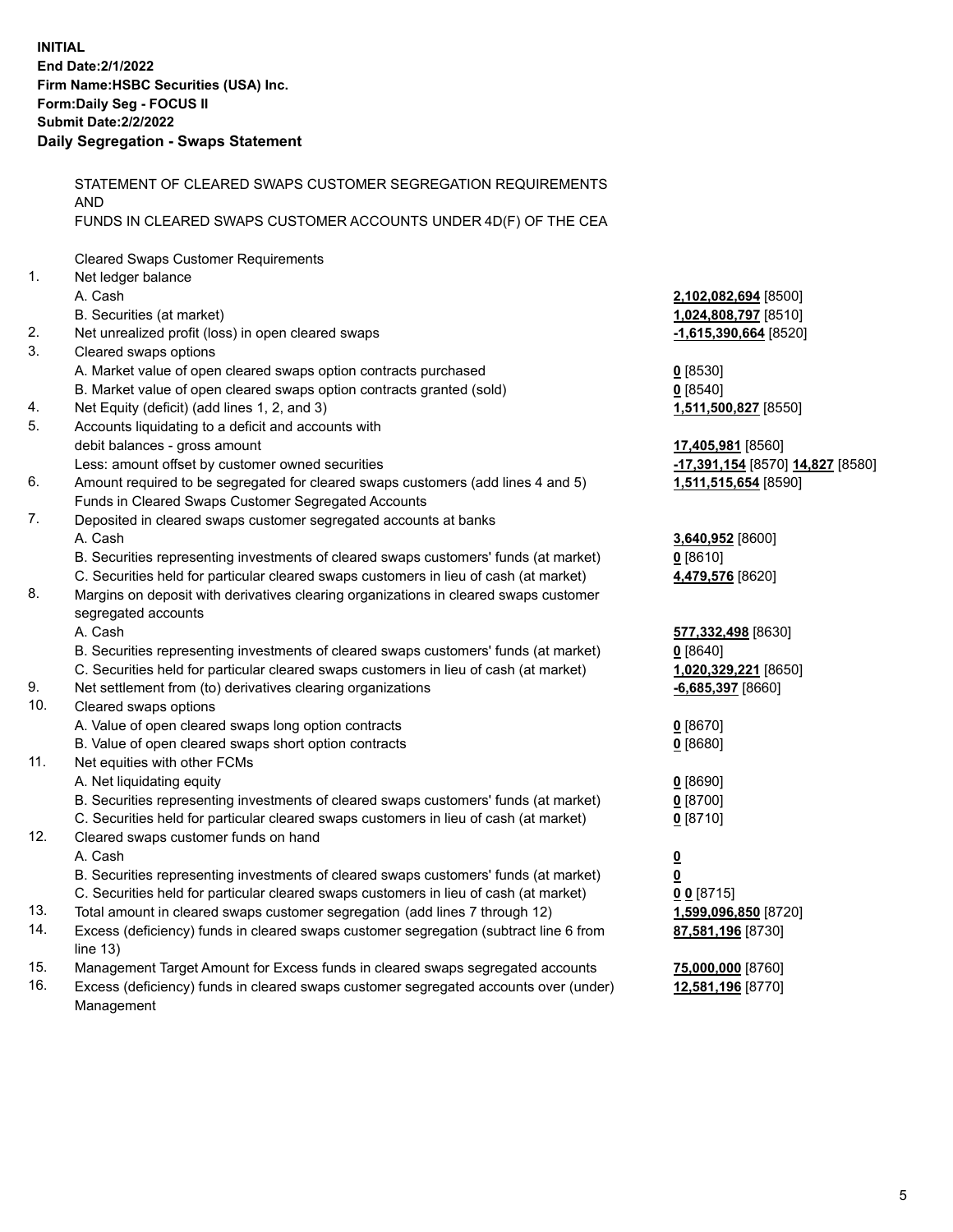**INITIAL**
**End Date:2/1/2022**
**Firm Name:HSBC Securities (USA) Inc.**
**Form:Daily Seg - FOCUS II**
**Submit Date:2/2/2022**
**Daily Segregation - Swaps Statement**

STATEMENT OF CLEARED SWAPS CUSTOMER SEGREGATION REQUIREMENTS AND
FUNDS IN CLEARED SWAPS CUSTOMER ACCOUNTS UNDER 4D(F) OF THE CEA

| | | |
|---|---|---|
| | Cleared Swaps Customer Requirements | |
| 1. | Net ledger balance | |
| | A. Cash | **2,102,082,694** [8500] |
| | B. Securities (at market) | **1,024,808,797** [8510] |
| 2. | Net unrealized profit (loss) in open cleared swaps | **-1,615,390,664** [8520] |
| 3. | Cleared swaps options | |
| | A. Market value of open cleared swaps option contracts purchased | **0** [8530] |
| | B. Market value of open cleared swaps option contracts granted (sold) | **0** [8540] |
| 4. | Net Equity (deficit) (add lines 1, 2, and 3) | **1,511,500,827** [8550] |
| 5. | Accounts liquidating to a deficit and accounts with debit balances - gross amount | **17,405,981** [8560] |
| | Less: amount offset by customer owned securities | **-17,391,154** [8570] **14,827** [8580] |
| 6. | Amount required to be segregated for cleared swaps customers (add lines 4 and 5) | **1,511,515,654** [8590] |
| | Funds in Cleared Swaps Customer Segregated Accounts | |
| 7. | Deposited in cleared swaps customer segregated accounts at banks | |
| | A. Cash | **3,640,952** [8600] |
| | B. Securities representing investments of cleared swaps customers' funds (at market) | **0** [8610] |
| | C. Securities held for particular cleared swaps customers in lieu of cash (at market) | **4,479,576** [8620] |
| 8. | Margins on deposit with derivatives clearing organizations in cleared swaps customer segregated accounts | |
| | A. Cash | **577,332,498** [8630] |
| | B. Securities representing investments of cleared swaps customers' funds (at market) | **0** [8640] |
| | C. Securities held for particular cleared swaps customers in lieu of cash (at market) | **1,020,329,221** [8650] |
| 9. | Net settlement from (to) derivatives clearing organizations | **-6,685,397** [8660] |
| 10. | Cleared swaps options | |
| | A. Value of open cleared swaps long option contracts | **0** [8670] |
| | B. Value of open cleared swaps short option contracts | **0** [8680] |
| 11. | Net equities with other FCMs | |
| | A. Net liquidating equity | **0** [8690] |
| | B. Securities representing investments of cleared swaps customers' funds (at market) | **0** [8700] |
| | C. Securities held for particular cleared swaps customers in lieu of cash (at market) | **0** [8710] |
| 12. | Cleared swaps customer funds on hand | |
| | A. Cash | **0** |
| | B. Securities representing investments of cleared swaps customers' funds (at market) | **0** |
| | C. Securities held for particular cleared swaps customers in lieu of cash (at market) | **0** **0** [8715] |
| 13. | Total amount in cleared swaps customer segregation (add lines 7 through 12) | **1,599,096,850** [8720] |
| 14. | Excess (deficiency) funds in cleared swaps customer segregation (subtract line 6 from line 13) | **87,581,196** [8730] |
| 15. | Management Target Amount for Excess funds in cleared swaps segregated accounts | **75,000,000** [8760] |
| 16. | Excess (deficiency) funds in cleared swaps customer segregated accounts over (under) Management | **12,581,196** [8770] |